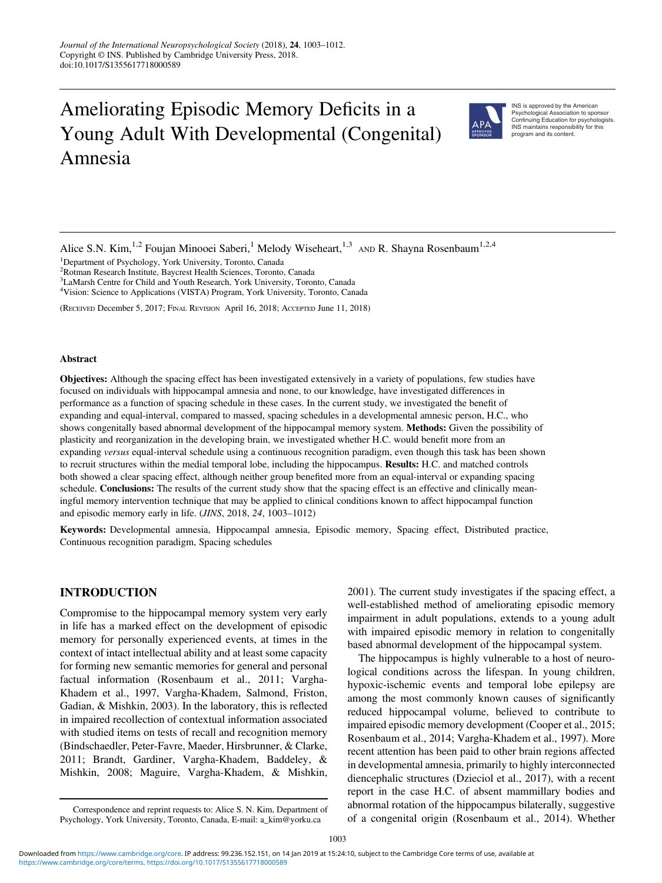# Ameliorating Episodic Memory Deficits in a Young Adult With Developmental (Congenital) Amnesia

INS is approved by the American Psychological Association to sponsor Continuing Education for psychologists. INS maintains responsibility for this program and its content.

Alice S.N. Kim,[1,2] Foujan Minooei Saberi,[1] Melody Wiseheart,[1,3] AND R. Shayna Rosenbaum[1,2,4]

[1]Department of Psychology, York University, Toronto, Canada
[2]Rotman Research Institute, Baycrest Health Sciences, Toronto, Canada
[3]LaMarsh Centre for Child and Youth Research, York University, Toronto, Canada
[4]Vision: Science to Applications (VISTA) Program, York University, Toronto, Canada

(Received December 5, 2017; Final Revision April 16, 2018; Accepted June 11, 2018)

#### Abstract

**Objectives:** Although the spacing effect has been investigated extensively in a variety of populations, few studies have focused on individuals with hippocampal amnesia and none, to our knowledge, have investigated differences in performance as a function of spacing schedule in these cases. In the current study, we investigated the benefit of expanding and equal-interval, compared to massed, spacing schedules in a developmental amnesic person, H.C., who shows congenitally based abnormal development of the hippocampal memory system. **Methods:** Given the possibility of plasticity and reorganization in the developing brain, we investigated whether H.C. would benefit more from an expanding *versus* equal-interval schedule using a continuous recognition paradigm, even though this task has been shown to recruit structures within the medial temporal lobe, including the hippocampus. **Results:** H.C. and matched controls both showed a clear spacing effect, although neither group benefited more from an equal-interval or expanding spacing schedule. **Conclusions:** The results of the current study show that the spacing effect is an effective and clinically meaningful memory intervention technique that may be applied to clinical conditions known to affect hippocampal function and episodic memory early in life. (*JINS*, 2018, *24*, 1003–1012)

**Keywords:** Developmental amnesia, Hippocampal amnesia, Episodic memory, Spacing effect, Distributed practice, Continuous recognition paradigm, Spacing schedules

## INTRODUCTION

Compromise to the hippocampal memory system very early in life has a marked effect on the development of episodic memory for personally experienced events, at times in the context of intact intellectual ability and at least some capacity for forming new semantic memories for general and personal factual information (Rosenbaum et al., 2011; Vargha-Khadem et al., 1997, Vargha-Khadem, Salmond, Friston, Gadian, & Mishkin, 2003). In the laboratory, this is reflected in impaired recollection of contextual information associated with studied items on tests of recall and recognition memory (Bindschaedler, Peter-Favre, Maeder, Hirsbrunner, & Clarke, 2011; Brandt, Gardiner, Vargha-Khadem, Baddeley, & Mishkin, 2008; Maguire, Vargha-Khadem, & Mishkin, 2001). The current study investigates if the spacing effect, a well-established method of ameliorating episodic memory impairment in adult populations, extends to a young adult with impaired episodic memory in relation to congenitally based abnormal development of the hippocampal system.

The hippocampus is highly vulnerable to a host of neurological conditions across the lifespan. In young children, hypoxic-ischemic events and temporal lobe epilepsy are among the most commonly known causes of significantly reduced hippocampal volume, believed to contribute to impaired episodic memory development (Cooper et al., 2015; Rosenbaum et al., 2014; Vargha-Khadem et al., 1997). More recent attention has been paid to other brain regions affected in developmental amnesia, primarily to highly interconnected diencephalic structures (Dzieciol et al., 2017), with a recent report in the case H.C. of absent mammillary bodies and abnormal rotation of the hippocampus bilaterally, suggestive of a congenital origin (Rosenbaum et al., 2014). Whether

Correspondence and reprint requests to: Alice S. N. Kim, Department of Psychology, York University, Toronto, Canada, E-mail: a_kim@yorku.ca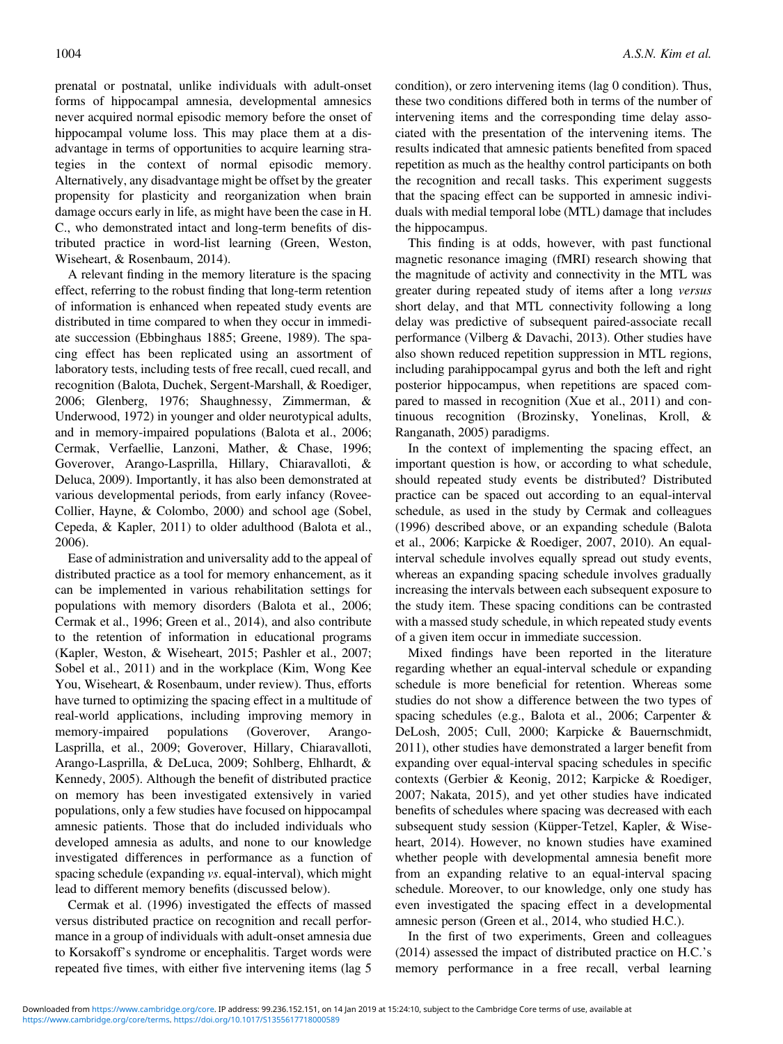prenatal or postnatal, unlike individuals with adult-onset forms of hippocampal amnesia, developmental amnesics never acquired normal episodic memory before the onset of hippocampal volume loss. This may place them at a disadvantage in terms of opportunities to acquire learning strategies in the context of normal episodic memory. Alternatively, any disadvantage might be offset by the greater propensity for plasticity and reorganization when brain damage occurs early in life, as might have been the case in H. C., who demonstrated intact and long-term benefits of distributed practice in word-list learning (Green, Weston, Wiseheart, & Rosenbaum, 2014).

A relevant finding in the memory literature is the spacing effect, referring to the robust finding that long-term retention of information is enhanced when repeated study events are distributed in time compared to when they occur in immediate succession (Ebbinghaus 1885; Greene, 1989). The spacing effect has been replicated using an assortment of laboratory tests, including tests of free recall, cued recall, and recognition (Balota, Duchek, Sergent-Marshall, & Roediger, 2006; Glenberg, 1976; Shaughnessy, Zimmerman, & Underwood, 1972) in younger and older neurotypical adults, and in memory-impaired populations (Balota et al., 2006; Cermak, Verfaellie, Lanzoni, Mather, & Chase, 1996; Goverover, Arango-Lasprilla, Hillary, Chiaravalloti, & Deluca, 2009). Importantly, it has also been demonstrated at various developmental periods, from early infancy (Rovee-Collier, Hayne, & Colombo, 2000) and school age (Sobel, Cepeda, & Kapler, 2011) to older adulthood (Balota et al., 2006).

Ease of administration and universality add to the appeal of distributed practice as a tool for memory enhancement, as it can be implemented in various rehabilitation settings for populations with memory disorders (Balota et al., 2006; Cermak et al., 1996; Green et al., 2014), and also contribute to the retention of information in educational programs (Kapler, Weston, & Wiseheart, 2015; Pashler et al., 2007; Sobel et al., 2011) and in the workplace (Kim, Wong Kee You, Wiseheart, & Rosenbaum, under review). Thus, efforts have turned to optimizing the spacing effect in a multitude of real-world applications, including improving memory in memory-impaired populations (Goverover, Arango-Lasprilla, et al., 2009; Goverover, Hillary, Chiaravalloti, Arango-Lasprilla, & DeLuca, 2009; Sohlberg, Ehlhardt, & Kennedy, 2005). Although the benefit of distributed practice on memory has been investigated extensively in varied populations, only a few studies have focused on hippocampal amnesic patients. Those that do included individuals who developed amnesia as adults, and none to our knowledge investigated differences in performance as a function of spacing schedule (expanding *vs*. equal-interval), which might lead to different memory benefits (discussed below).

Cermak et al. (1996) investigated the effects of massed versus distributed practice on recognition and recall performance in a group of individuals with adult-onset amnesia due to Korsakoff's syndrome or encephalitis. Target words were repeated five times, with either five intervening items (lag 5 condition), or zero intervening items (lag 0 condition). Thus, these two conditions differed both in terms of the number of intervening items and the corresponding time delay associated with the presentation of the intervening items. The results indicated that amnesic patients benefited from spaced repetition as much as the healthy control participants on both the recognition and recall tasks. This experiment suggests that the spacing effect can be supported in amnesic individuals with medial temporal lobe (MTL) damage that includes the hippocampus.

This finding is at odds, however, with past functional magnetic resonance imaging (fMRI) research showing that the magnitude of activity and connectivity in the MTL was greater during repeated study of items after a long *versus* short delay, and that MTL connectivity following a long delay was predictive of subsequent paired-associate recall performance (Vilberg & Davachi, 2013). Other studies have also shown reduced repetition suppression in MTL regions, including parahippocampal gyrus and both the left and right posterior hippocampus, when repetitions are spaced compared to massed in recognition (Xue et al., 2011) and continuous recognition (Brozinsky, Yonelinas, Kroll, & Ranganath, 2005) paradigms.

In the context of implementing the spacing effect, an important question is how, or according to what schedule, should repeated study events be distributed? Distributed practice can be spaced out according to an equal-interval schedule, as used in the study by Cermak and colleagues (1996) described above, or an expanding schedule (Balota et al., 2006; Karpicke & Roediger, 2007, 2010). An equal-interval schedule involves equally spread out study events, whereas an expanding spacing schedule involves gradually increasing the intervals between each subsequent exposure to the study item. These spacing conditions can be contrasted with a massed study schedule, in which repeated study events of a given item occur in immediate succession.

Mixed findings have been reported in the literature regarding whether an equal-interval schedule or expanding schedule is more beneficial for retention. Whereas some studies do not show a difference between the two types of spacing schedules (e.g., Balota et al., 2006; Carpenter & DeLosh, 2005; Cull, 2000; Karpicke & Bauernschmidt, 2011), other studies have demonstrated a larger benefit from expanding over equal-interval spacing schedules in specific contexts (Gerbier & Keonig, 2012; Karpicke & Roediger, 2007; Nakata, 2015), and yet other studies have indicated benefits of schedules where spacing was decreased with each subsequent study session (Küpper-Tetzel, Kapler, & Wiseheart, 2014). However, no known studies have examined whether people with developmental amnesia benefit more from an expanding relative to an equal-interval spacing schedule. Moreover, to our knowledge, only one study has even investigated the spacing effect in a developmental amnesic person (Green et al., 2014, who studied H.C.).

In the first of two experiments, Green and colleagues (2014) assessed the impact of distributed practice on H.C.'s memory performance in a free recall, verbal learning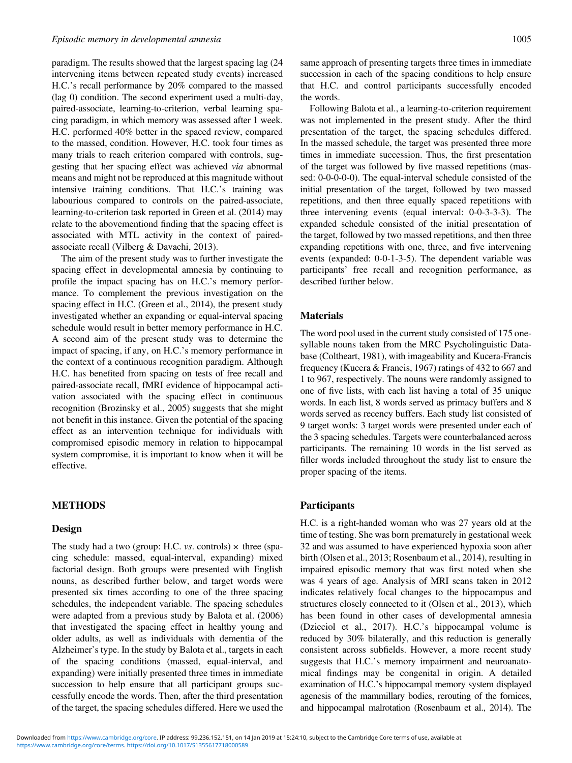paradigm. The results showed that the largest spacing lag (24 intervening items between repeated study events) increased H.C.'s recall performance by 20% compared to the massed (lag 0) condition. The second experiment used a multi-day, paired-associate, learning-to-criterion, verbal learning spacing paradigm, in which memory was assessed after 1 week. H.C. performed 40% better in the spaced review, compared to the massed, condition. However, H.C. took four times as many trials to reach criterion compared with controls, suggesting that her spacing effect was achieved *via* abnormal means and might not be reproduced at this magnitude without intensive training conditions. That H.C.'s training was labourious compared to controls on the paired-associate, learning-to-criterion task reported in Green et al. (2014) may relate to the abovementiond finding that the spacing effect is associated with MTL activity in the context of paired-associate recall (Vilberg & Davachi, 2013).

The aim of the present study was to further investigate the spacing effect in developmental amnesia by continuing to profile the impact spacing has on H.C.'s memory performance. To complement the previous investigation on the spacing effect in H.C. (Green et al., 2014), the present study investigated whether an expanding or equal-interval spacing schedule would result in better memory performance in H.C. A second aim of the present study was to determine the impact of spacing, if any, on H.C.'s memory performance in the context of a continuous recognition paradigm. Although H.C. has benefited from spacing on tests of free recall and paired-associate recall, fMRI evidence of hippocampal activation associated with the spacing effect in continuous recognition (Brozinsky et al., 2005) suggests that she might not benefit in this instance. Given the potential of the spacing effect as an intervention technique for individuals with compromised episodic memory in relation to hippocampal system compromise, it is important to know when it will be effective.

## METHODS

### Design

The study had a two (group: H.C. *vs*. controls) × three (spacing schedule: massed, equal-interval, expanding) mixed factorial design. Both groups were presented with English nouns, as described further below, and target words were presented six times according to one of the three spacing schedules, the independent variable. The spacing schedules were adapted from a previous study by Balota et al. (2006) that investigated the spacing effect in healthy young and older adults, as well as individuals with dementia of the Alzheimer's type. In the study by Balota et al., targets in each of the spacing conditions (massed, equal-interval, and expanding) were initially presented three times in immediate succession to help ensure that all participant groups successfully encode the words. Then, after the third presentation of the target, the spacing schedules differed. Here we used the same approach of presenting targets three times in immediate succession in each of the spacing conditions to help ensure that H.C. and control participants successfully encoded the words.

Following Balota et al., a learning-to-criterion requirement was not implemented in the present study. After the third presentation of the target, the spacing schedules differed. In the massed schedule, the target was presented three more times in immediate succession. Thus, the first presentation of the target was followed by five massed repetitions (massed: 0-0-0-0-0). The equal-interval schedule consisted of the initial presentation of the target, followed by two massed repetitions, and then three equally spaced repetitions with three intervening events (equal interval: 0-0-3-3-3). The expanded schedule consisted of the initial presentation of the target, followed by two massed repetitions, and then three expanding repetitions with one, three, and five intervening events (expanded: 0-0-1-3-5). The dependent variable was participants' free recall and recognition performance, as described further below.

### Materials

The word pool used in the current study consisted of 175 one-syllable nouns taken from the MRC Psycholinguistic Database (Coltheart, 1981), with imageability and Kucera-Francis frequency (Kucera & Francis, 1967) ratings of 432 to 667 and 1 to 967, respectively. The nouns were randomly assigned to one of five lists, with each list having a total of 35 unique words. In each list, 8 words served as primacy buffers and 8 words served as recency buffers. Each study list consisted of 9 target words: 3 target words were presented under each of the 3 spacing schedules. Targets were counterbalanced across participants. The remaining 10 words in the list served as filler words included throughout the study list to ensure the proper spacing of the items.

### Participants

H.C. is a right-handed woman who was 27 years old at the time of testing. She was born prematurely in gestational week 32 and was assumed to have experienced hypoxia soon after birth (Olsen et al., 2013; Rosenbaum et al., 2014), resulting in impaired episodic memory that was first noted when she was 4 years of age. Analysis of MRI scans taken in 2012 indicates relatively focal changes to the hippocampus and structures closely connected to it (Olsen et al., 2013), which has been found in other cases of developmental amnesia (Dzieciol et al., 2017). H.C.'s hippocampal volume is reduced by 30% bilaterally, and this reduction is generally consistent across subfields. However, a more recent study suggests that H.C.'s memory impairment and neuroanatomical findings may be congenital in origin. A detailed examination of H.C.'s hippocampal memory system displayed agenesis of the mammillary bodies, rerouting of the fornices, and hippocampal malrotation (Rosenbaum et al., 2014). The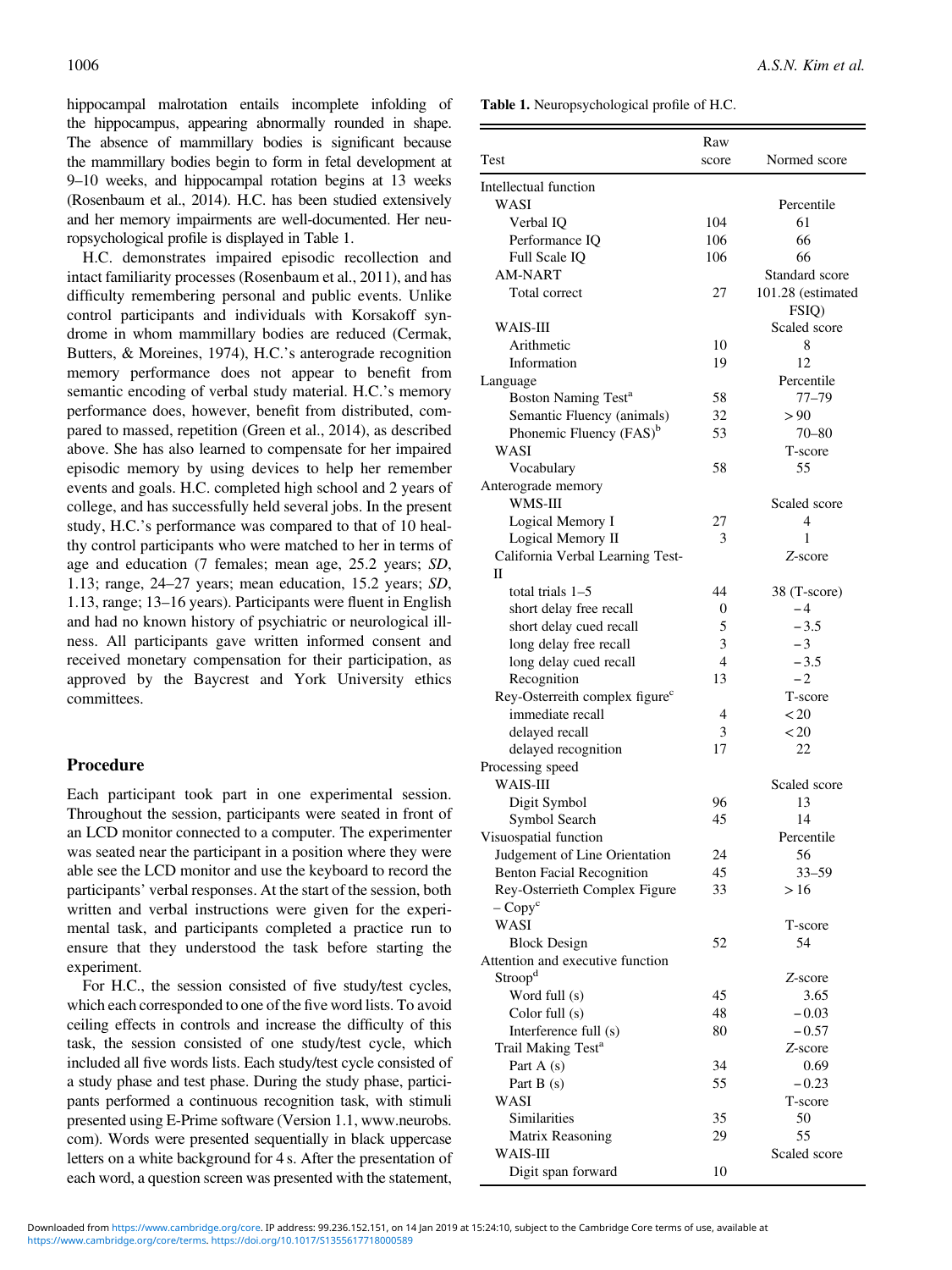hippocampal malrotation entails incomplete infolding of the hippocampus, appearing abnormally rounded in shape. The absence of mammillary bodies is significant because the mammillary bodies begin to form in fetal development at 9–10 weeks, and hippocampal rotation begins at 13 weeks (Rosenbaum et al., 2014). H.C. has been studied extensively and her memory impairments are well-documented. Her neuropsychological profile is displayed in Table 1.

H.C. demonstrates impaired episodic recollection and intact familiarity processes (Rosenbaum et al., 2011), and has difficulty remembering personal and public events. Unlike control participants and individuals with Korsakoff syndrome in whom mammillary bodies are reduced (Cermak, Butters, & Moreines, 1974), H.C.'s anterograde recognition memory performance does not appear to benefit from semantic encoding of verbal study material. H.C.'s memory performance does, however, benefit from distributed, compared to massed, repetition (Green et al., 2014), as described above. She has also learned to compensate for her impaired episodic memory by using devices to help her remember events and goals. H.C. completed high school and 2 years of college, and has successfully held several jobs. In the present study, H.C.'s performance was compared to that of 10 healthy control participants who were matched to her in terms of age and education (7 females; mean age, 25.2 years; *SD*, 1.13; range, 24–27 years; mean education, 15.2 years; *SD*, 1.13, range; 13–16 years). Participants were fluent in English and had no known history of psychiatric or neurological illness. All participants gave written informed consent and received monetary compensation for their participation, as approved by the Baycrest and York University ethics committees.

## Procedure

Each participant took part in one experimental session. Throughout the session, participants were seated in front of an LCD monitor connected to a computer. The experimenter was seated near the participant in a position where they were able see the LCD monitor and use the keyboard to record the participants' verbal responses. At the start of the session, both written and verbal instructions were given for the experimental task, and participants completed a practice run to ensure that they understood the task before starting the experiment.

For H.C., the session consisted of five study/test cycles, which each corresponded to one of the five word lists. To avoid ceiling effects in controls and increase the difficulty of this task, the session consisted of one study/test cycle, which included all five words lists. Each study/test cycle consisted of a study phase and test phase. During the study phase, participants performed a continuous recognition task, with stimuli presented using E-Prime software (Version 1.1, www.neurobs.com). Words were presented sequentially in black uppercase letters on a white background for 4 s. After the presentation of each word, a question screen was presented with the statement,

**Table 1.** Neuropsychological profile of H.C.

| Test | Raw score | Normed score |
|---|---|---|
| Intellectual function | | |
| WASI | | Percentile |
| Verbal IQ | 104 | 61 |
| Performance IQ | 106 | 66 |
| Full Scale IQ | 106 | 66 |
| AM-NART | | Standard score |
| Total correct | 27 | 101.28 (estimated FSIQ) |
| WAIS-III | | Scaled score |
| Arithmetic | 10 | 8 |
| Information | 19 | 12 |
| Language | | Percentile |
| Boston Naming Test[a] | 58 | 77–79 |
| Semantic Fluency (animals) | 32 | > 90 |
| Phonemic Fluency (FAS)[b] | 53 | 70–80 |
| WASI | | T-score |
| Vocabulary | 58 | 55 |
| Anterograde memory | | |
| WMS-III | | Scaled score |
| Logical Memory I | 27 | 4 |
| Logical Memory II | 3 | 1 |
| California Verbal Learning Test-II | | *Z*-score |
| total trials 1–5 | 44 | 38 (T-score) |
| short delay free recall | 0 | −4 |
| short delay cued recall | 5 | −3.5 |
| long delay free recall | 3 | −3 |
| long delay cued recall | 4 | −3.5 |
| Recognition | 13 | −2 |
| Rey-Osterreith complex figure[c] | | T-score |
| immediate recall | 4 | < 20 |
| delayed recall | 3 | < 20 |
| delayed recognition | 17 | 22 |
| Processing speed | | |
| WAIS-III | | Scaled score |
| Digit Symbol | 96 | 13 |
| Symbol Search | 45 | 14 |
| Visuospatial function | | Percentile |
| Judgement of Line Orientation | 24 | 56 |
| Benton Facial Recognition | 45 | 33–59 |
| Rey-Osterrieth Complex Figure – Copy[c] | 33 | > 16 |
| WASI | | T-score |
| Block Design | 52 | 54 |
| Attention and executive function | | |
| Stroop[d] | | *Z*-score |
| Word full (s) | 45 | 3.65 |
| Color full (s) | 48 | −0.03 |
| Interference full (s) | 80 | −0.57 |
| Trail Making Test[a] | | *Z*-score |
| Part A (s) | 34 | 0.69 |
| Part B (s) | 55 | −0.23 |
| WASI | | T-score |
| Similarities | 35 | 50 |
| Matrix Reasoning | 29 | 55 |
| WAIS-III | | Scaled score |
| Digit span forward | 10 | |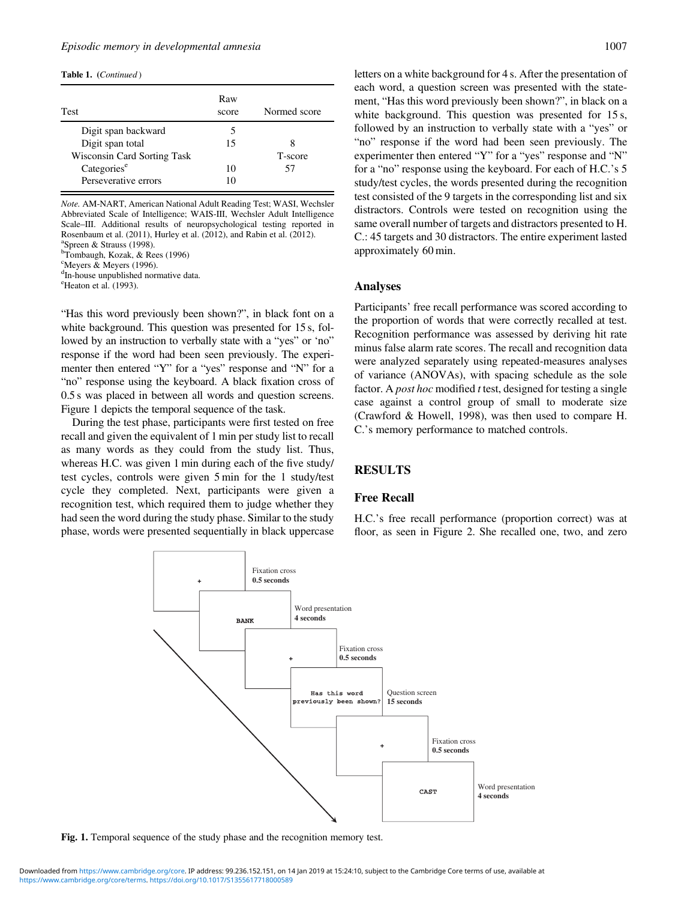**Table 1.** (*Continued*)

| Test | Raw score | Normed score |
|---|---|---|
| Digit span backward | 5 | |
| Digit span total | 15 | 8 |
| Wisconsin Card Sorting Task | | T-score |
| Categories[e] | 10 | 57 |
| Perseverative errors | 10 | |

*Note.* AM-NART, American National Adult Reading Test; WASI, Wechsler Abbreviated Scale of Intelligence; WAIS-III, Wechsler Adult Intelligence Scale–III. Additional results of neuropsychological testing reported in Rosenbaum et al. (2011), Hurley et al. (2012), and Rabin et al. (2012).
[a]Spreen & Strauss (1998).
[b]Tombaugh, Kozak, & Rees (1996)
[c]Meyers & Meyers (1996).
[d]In-house unpublished normative data.
[e]Heaton et al. (1993).

"Has this word previously been shown?", in black font on a white background. This question was presented for 15 s, followed by an instruction to verbally state with a "yes" or 'no" response if the word had been seen previously. The experimenter then entered "Y" for a "yes" response and "N" for a "no" response using the keyboard. A black fixation cross of 0.5 s was placed in between all words and question screens. Figure 1 depicts the temporal sequence of the task.

During the test phase, participants were first tested on free recall and given the equivalent of 1 min per study list to recall as many words as they could from the study list. Thus, whereas H.C. was given 1 min during each of the five study/test cycles, controls were given 5 min for the 1 study/test cycle they completed. Next, participants were given a recognition test, which required them to judge whether they had seen the word during the study phase. Similar to the study phase, words were presented sequentially in black uppercase letters on a white background for 4 s. After the presentation of each word, a question screen was presented with the statement, "Has this word previously been shown?", in black on a white background. This question was presented for 15 s, followed by an instruction to verbally state with a "yes" or "no" response if the word had been seen previously. The experimenter then entered "Y" for a "yes" response and "N" for a "no" response using the keyboard. For each of H.C.'s 5 study/test cycles, the words presented during the recognition test consisted of the 9 targets in the corresponding list and six distractors. Controls were tested on recognition using the same overall number of targets and distractors presented to H. C.: 45 targets and 30 distractors. The entire experiment lasted approximately 60 min.

## Analyses

Participants' free recall performance was scored according to the proportion of words that were correctly recalled at test. Recognition performance was assessed by deriving hit rate minus false alarm rate scores. The recall and recognition data were analyzed separately using repeated-measures analyses of variance (ANOVAs), with spacing schedule as the sole factor. A *post hoc* modified *t* test, designed for testing a single case against a control group of small to moderate size (Crawford & Howell, 1998), was then used to compare H. C.'s memory performance to matched controls.

# RESULTS

## Free Recall

H.C.'s free recall performance (proportion correct) was at floor, as seen in Figure 2. She recalled one, two, and zero

Fixation cross **0.5 seconds**

BANK — Word presentation **4 seconds**

Fixation cross **0.5 seconds**

Has this word previously been shown? — Question screen **15 seconds**

Fixation cross **0.5 seconds**

CAST — Word presentation **4 seconds**

**Fig. 1.** Temporal sequence of the study phase and the recognition memory test.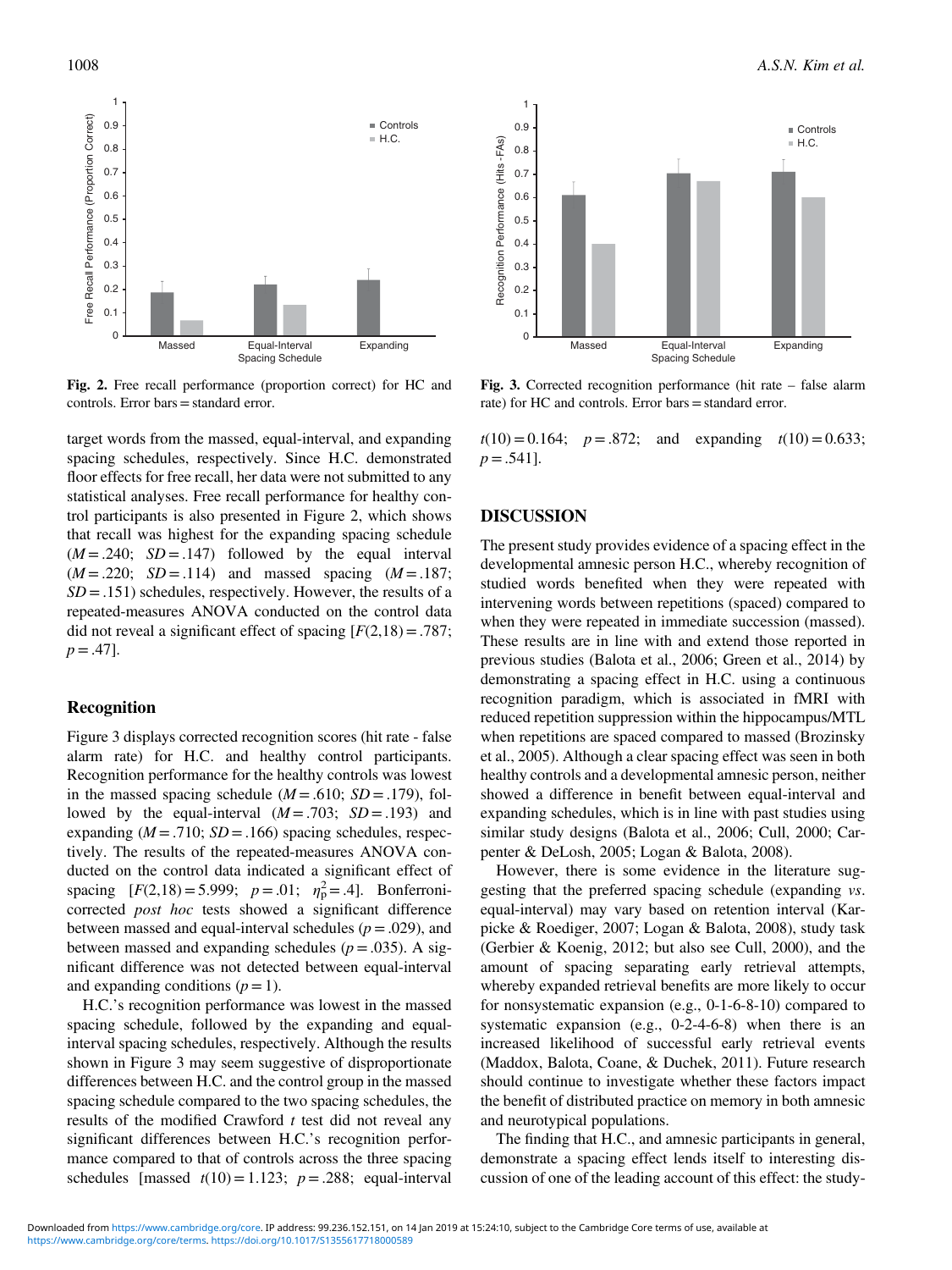Fig. 2. Free recall performance (proportion correct) for HC and controls. Error bars = standard error.

Fig. 3. Corrected recognition performance (hit rate – false alarm rate) for HC and controls. Error bars = standard error.

target words from the massed, equal-interval, and expanding spacing schedules, respectively. Since H.C. demonstrated floor effects for free recall, her data were not submitted to any statistical analyses. Free recall performance for healthy control participants is also presented in Figure 2, which shows that recall was highest for the expanding spacing schedule ($M = .240$; $SD = .147$) followed by the equal interval ($M = .220$; $SD = .114$) and massed spacing ($M = .187$; $SD = .151$) schedules, respectively. However, the results of a repeated-measures ANOVA conducted on the control data did not reveal a significant effect of spacing [$F(2,18) = .787$; $p = .47$].

## Recognition

Figure 3 displays corrected recognition scores (hit rate - false alarm rate) for H.C. and healthy control participants. Recognition performance for the healthy controls was lowest in the massed spacing schedule ($M = .610$; $SD = .179$), followed by the equal-interval ($M = .703$; $SD = .193$) and expanding ($M = .710$; $SD = .166$) spacing schedules, respectively. The results of the repeated-measures ANOVA conducted on the control data indicated a significant effect of spacing [$F(2,18) = 5.999$; $p = .01$; $\eta_p^2 = .4$]. Bonferroni-corrected *post hoc* tests showed a significant difference between massed and equal-interval schedules ($p = .029$), and between massed and expanding schedules ($p = .035$). A significant difference was not detected between equal-interval and expanding conditions ($p = 1$).

H.C.'s recognition performance was lowest in the massed spacing schedule, followed by the expanding and equal-interval spacing schedules, respectively. Although the results shown in Figure 3 may seem suggestive of disproportionate differences between H.C. and the control group in the massed spacing schedule compared to the two spacing schedules, the results of the modified Crawford *t* test did not reveal any significant differences between H.C.'s recognition performance compared to that of controls across the three spacing schedules [massed $t(10) = 1.123$; $p = .288$; equal-interval $t(10) = 0.164$; $p = .872$; and expanding $t(10) = 0.633$; $p = .541$].

## DISCUSSION

The present study provides evidence of a spacing effect in the developmental amnesic person H.C., whereby recognition of studied words benefited when they were repeated with intervening words between repetitions (spaced) compared to when they were repeated in immediate succession (massed). These results are in line with and extend those reported in previous studies (Balota et al., 2006; Green et al., 2014) by demonstrating a spacing effect in H.C. using a continuous recognition paradigm, which is associated in fMRI with reduced repetition suppression within the hippocampus/MTL when repetitions are spaced compared to massed (Brozinsky et al., 2005). Although a clear spacing effect was seen in both healthy controls and a developmental amnesic person, neither showed a difference in benefit between equal-interval and expanding schedules, which is in line with past studies using similar study designs (Balota et al., 2006; Cull, 2000; Carpenter & DeLosh, 2005; Logan & Balota, 2008).

However, there is some evidence in the literature suggesting that the preferred spacing schedule (expanding *vs*. equal-interval) may vary based on retention interval (Karpicke & Roediger, 2007; Logan & Balota, 2008), study task (Gerbier & Koenig, 2012; but also see Cull, 2000), and the amount of spacing separating early retrieval attempts, whereby expanded retrieval benefits are more likely to occur for nonsystematic expansion (e.g., 0-1-6-8-10) compared to systematic expansion (e.g., 0-2-4-6-8) when there is an increased likelihood of successful early retrieval events (Maddox, Balota, Coane, & Duchek, 2011). Future research should continue to investigate whether these factors impact the benefit of distributed practice on memory in both amnesic and neurotypical populations.

The finding that H.C., and amnesic participants in general, demonstrate a spacing effect lends itself to interesting discussion of one of the leading account of this effect: the study-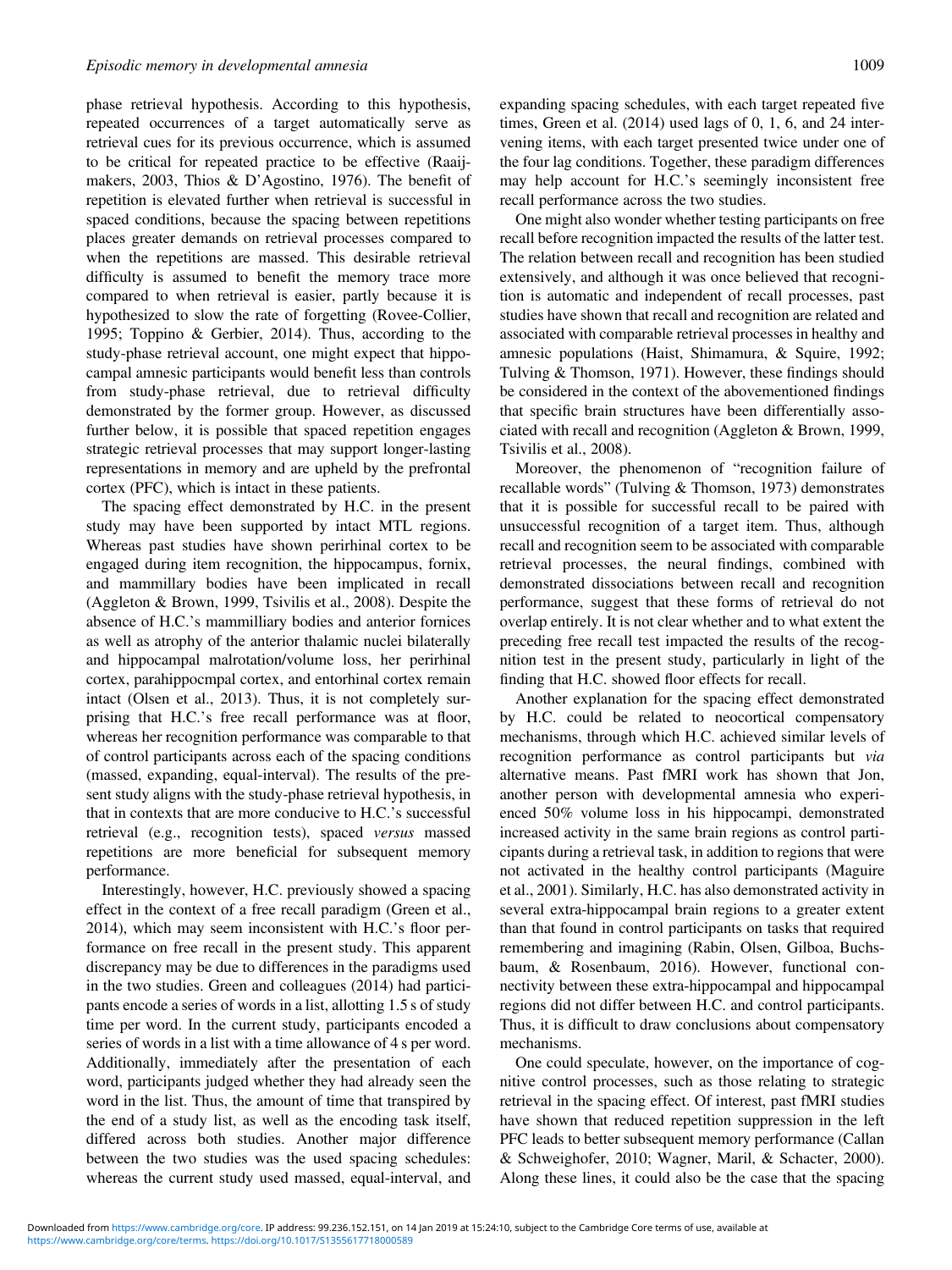phase retrieval hypothesis. According to this hypothesis, repeated occurrences of a target automatically serve as retrieval cues for its previous occurrence, which is assumed to be critical for repeated practice to be effective (Raaijmakers, 2003, Thios & D'Agostino, 1976). The benefit of repetition is elevated further when retrieval is successful in spaced conditions, because the spacing between repetitions places greater demands on retrieval processes compared to when the repetitions are massed. This desirable retrieval difficulty is assumed to benefit the memory trace more compared to when retrieval is easier, partly because it is hypothesized to slow the rate of forgetting (Rovee-Collier, 1995; Toppino & Gerbier, 2014). Thus, according to the study-phase retrieval account, one might expect that hippocampal amnesic participants would benefit less than controls from study-phase retrieval, due to retrieval difficulty demonstrated by the former group. However, as discussed further below, it is possible that spaced repetition engages strategic retrieval processes that may support longer-lasting representations in memory and are upheld by the prefrontal cortex (PFC), which is intact in these patients.

The spacing effect demonstrated by H.C. in the present study may have been supported by intact MTL regions. Whereas past studies have shown perirhinal cortex to be engaged during item recognition, the hippocampus, fornix, and mammillary bodies have been implicated in recall (Aggleton & Brown, 1999, Tsivilis et al., 2008). Despite the absence of H.C.'s mammilliary bodies and anterior fornices as well as atrophy of the anterior thalamic nuclei bilaterally and hippocampal malrotation/volume loss, her perirhinal cortex, parahippocmpal cortex, and entorhinal cortex remain intact (Olsen et al., 2013). Thus, it is not completely surprising that H.C.'s free recall performance was at floor, whereas her recognition performance was comparable to that of control participants across each of the spacing conditions (massed, expanding, equal-interval). The results of the present study aligns with the study-phase retrieval hypothesis, in that in contexts that are more conducive to H.C.'s successful retrieval (e.g., recognition tests), spaced *versus* massed repetitions are more beneficial for subsequent memory performance.

Interestingly, however, H.C. previously showed a spacing effect in the context of a free recall paradigm (Green et al., 2014), which may seem inconsistent with H.C.'s floor performance on free recall in the present study. This apparent discrepancy may be due to differences in the paradigms used in the two studies. Green and colleagues (2014) had participants encode a series of words in a list, allotting 1.5 s of study time per word. In the current study, participants encoded a series of words in a list with a time allowance of 4 s per word. Additionally, immediately after the presentation of each word, participants judged whether they had already seen the word in the list. Thus, the amount of time that transpired by the end of a study list, as well as the encoding task itself, differed across both studies. Another major difference between the two studies was the used spacing schedules: whereas the current study used massed, equal-interval, and expanding spacing schedules, with each target repeated five times, Green et al. (2014) used lags of 0, 1, 6, and 24 intervening items, with each target presented twice under one of the four lag conditions. Together, these paradigm differences may help account for H.C.'s seemingly inconsistent free recall performance across the two studies.

One might also wonder whether testing participants on free recall before recognition impacted the results of the latter test. The relation between recall and recognition has been studied extensively, and although it was once believed that recognition is automatic and independent of recall processes, past studies have shown that recall and recognition are related and associated with comparable retrieval processes in healthy and amnesic populations (Haist, Shimamura, & Squire, 1992; Tulving & Thomson, 1971). However, these findings should be considered in the context of the abovementioned findings that specific brain structures have been differentially associated with recall and recognition (Aggleton & Brown, 1999, Tsivilis et al., 2008).

Moreover, the phenomenon of "recognition failure of recallable words" (Tulving & Thomson, 1973) demonstrates that it is possible for successful recall to be paired with unsuccessful recognition of a target item. Thus, although recall and recognition seem to be associated with comparable retrieval processes, the neural findings, combined with demonstrated dissociations between recall and recognition performance, suggest that these forms of retrieval do not overlap entirely. It is not clear whether and to what extent the preceding free recall test impacted the results of the recognition test in the present study, particularly in light of the finding that H.C. showed floor effects for recall.

Another explanation for the spacing effect demonstrated by H.C. could be related to neocortical compensatory mechanisms, through which H.C. achieved similar levels of recognition performance as control participants but *via* alternative means. Past fMRI work has shown that Jon, another person with developmental amnesia who experienced 50% volume loss in his hippocampi, demonstrated increased activity in the same brain regions as control participants during a retrieval task, in addition to regions that were not activated in the healthy control participants (Maguire et al., 2001). Similarly, H.C. has also demonstrated activity in several extra-hippocampal brain regions to a greater extent than that found in control participants on tasks that required remembering and imagining (Rabin, Olsen, Gilboa, Buchsbaum, & Rosenbaum, 2016). However, functional connectivity between these extra-hippocampal and hippocampal regions did not differ between H.C. and control participants. Thus, it is difficult to draw conclusions about compensatory mechanisms.

One could speculate, however, on the importance of cognitive control processes, such as those relating to strategic retrieval in the spacing effect. Of interest, past fMRI studies have shown that reduced repetition suppression in the left PFC leads to better subsequent memory performance (Callan & Schweighofer, 2010; Wagner, Maril, & Schacter, 2000). Along these lines, it could also be the case that the spacing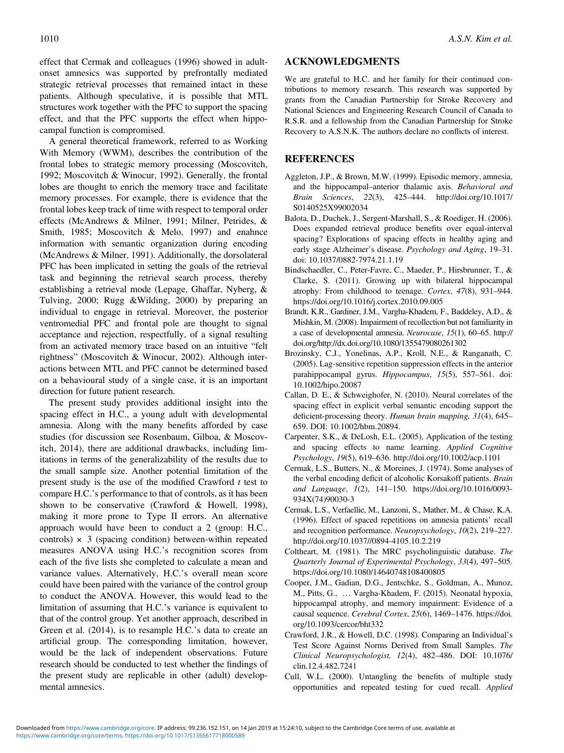effect that Cermak and colleagues (1996) showed in adult-onset amnesics was supported by prefrontally mediated strategic retrieval processes that remained intact in these patients. Although speculative, it is possible that MTL structures work together with the PFC to support the spacing effect, and that the PFC supports the effect when hippocampal function is compromised.

A general theoretical framework, referred to as Working With Memory (WWM), describes the contribution of the frontal lobes to strategic memory processing (Moscovitch, 1992; Moscovitch & Winocur, 1992). Generally, the frontal lobes are thought to enrich the memory trace and facilitate memory processes. For example, there is evidence that the frontal lobes keep track of time with respect to temporal order effects (McAndrews & Milner, 1991; Milner, Petrides, & Smith, 1985; Moscovitch & Melo, 1997) and enahnce information with semantic organization during encoding (McAndrews & Milner, 1991). Additionally, the dorsolateral PFC has been implicated in setting the goals of the retrieval task and beginning the retrieval search process, thereby establishing a retrieval mode (Lepage, Ghaffar, Nyberg, & Tulving, 2000; Rugg &Wilding, 2000) by preparing an individual to engage in retrieval. Moreover, the posterior ventromedial PFC and frontal pole are thought to signal acceptance and rejection, respectfully, of a signal resulting from an activated memory trace based on an intuitive "felt rightness" (Moscovitch & Winocur, 2002). Although interactions between MTL and PFC cannot be determined based on a behavioural study of a single case, it is an important direction for future patient research.

The present study provides additional insight into the spacing effect in H.C., a young adult with developmental amnesia. Along with the many benefits afforded by case studies (for discussion see Rosenbaum, Gilboa, & Moscovitch, 2014), there are additional drawbacks, including limitations in terms of the generalizability of the results due to the small sample size. Another potential limitation of the present study is the use of the modified Crawford *t* test to compare H.C.'s performance to that of controls, as it has been shown to be conservative (Crawford & Howell, 1998), making it more prone to Type II errors. An alternative approach would have been to conduct a 2 (group: H.C., controls) × 3 (spacing condition) between-within repeated measures ANOVA using H.C.'s recognition scores from each of the five lists she completed to calculate a mean and variance values. Alternatively, H.C.'s overall mean score could have been paired with the variance of the control group to conduct the ANOVA. However, this would lead to the limitation of assuming that H.C.'s variance is equivalent to that of the control group. Yet another approach, described in Green et al. (2014), is to resample H.C.'s data to create an artificial group. The corresponding limitation, however, would be the lack of independent observations. Future research should be conducted to test whether the findings of the present study are replicable in other (adult) developmental amnesics.

## ACKNOWLEDGMENTS

We are grateful to H.C. and her family for their continued contributions to memory research. This research was supported by grants from the Canadian Partnership for Stroke Recovery and National Sciences and Engineering Research Council of Canada to R.S.R. and a fellowship from the Canadian Partnership for Stroke Recovery to A.S.N.K. The authors declare no conflicts of interest.

## REFERENCES

Aggleton, J.P., & Brown, M.W. (1999). Episodic memory, amnesia, and the hippocampal–anterior thalamic axis. *Behavioral and Brain Sciences*, *22*(3), 425–444. http://doi.org/10.1017/S0140525X99002034

Balota, D., Duchek, J., Sergent-Marshall, S., & Roediger, H. (2006). Does expanded retrieval produce benefits over equal-interval spacing? Explorations of spacing effects in healthy aging and early stage Alzheimer's disease. *Psychology and Aging*, 19–31. doi: 10.1037/0882-7974.21.1.19

Bindschaedler, C., Peter-Favre, C., Maeder, P., Hirsbrunner, T., & Clarke, S. (2011). Growing up with bilateral hippocampal atrophy: From childhood to teenage. *Cortex*, *47*(8), 931–944. https://doi.org/10.1016/j.cortex.2010.09.005

Brandt, K.R., Gardiner, J.M., Vargha-Khadem, F., Baddeley, A.D., & Mishkin, M. (2008). Impairment of recollection but not familiarity in a case of developmental amnesia. *Neurocase*, *15*(1), 60–65. http://doi.org/http://dx.doi.org/10.1080/13554790802613025

Brozinsky, C.J., Yonelinas, A.P., Kroll, N.E., & Ranganath, C. (2005). Lag-sensitive repetition suppression effects in the anterior parahippocampal gyrus. *Hippocampus*, *15*(5), 557–561. doi: 10.1002/hipo.20087

Callan, D. E., & Schweighofer, N. (2010). Neural correlates of the spacing effect in explicit verbal semantic encoding support the deficient-processing theory. *Human brain mapping, 31*(4), 645–659. DOI: 10.1002/hbm.20894.

Carpenter, S.K., & DeLosh, E.L. (2005). Application of the testing and spacing effects to name learning. *Applied Cognitive Psychology*, *19*(5), 619–636. http://doi.org/10.1002/acp.1101

Cermak, L.S., Butters, N., & Moreines, J. (1974). Some analyses of the verbal encoding deficit of alcoholic Korsakoff patients. *Brain and Language*, *1*(2), 141–150. https://doi.org/10.1016/0093-934X(74)90030-3

Cermak, L.S., Verfaellie, M., Lanzoni, S., Mather, M., & Chase, K.A. (1996). Effect of spaced repetitions on amnesia patients' recall and recognition performance. *Neuropsychology*, *10*(2), 219–227. http://doi.org/10.1037//0894-4105.10.2.219

Coltheart, M. (1981). The MRC psycholinguistic database. *The Quarterly Journal of Experimental Psychology*, *33*(4), 497–505. https://doi.org/10.1080/14640748108400805

Cooper, J.M., Gadian, D.G., Jentschke, S., Goldman, A., Munoz, M., Pitts, G., … Vargha-Khadem, F. (2015). Neonatal hypoxia, hippocampal atrophy, and memory impairment: Evidence of a causal sequence. *Cerebral Cortex*, *25*(6), 1469–1476. https://doi.org/10.1093/cercor/bht332

Crawford, J.R., & Howell, D.C. (1998). Comparing an Individual's Test Score Against Norms Derived from Small Samples. *The Clinical Neuropsychologist, 12*(4), 482–486. DOI: 10.1076/clin.12.4.482.7241

Cull, W.L. (2000). Untangling the benefits of multiple study opportunities and repeated testing for cued recall. *Applied*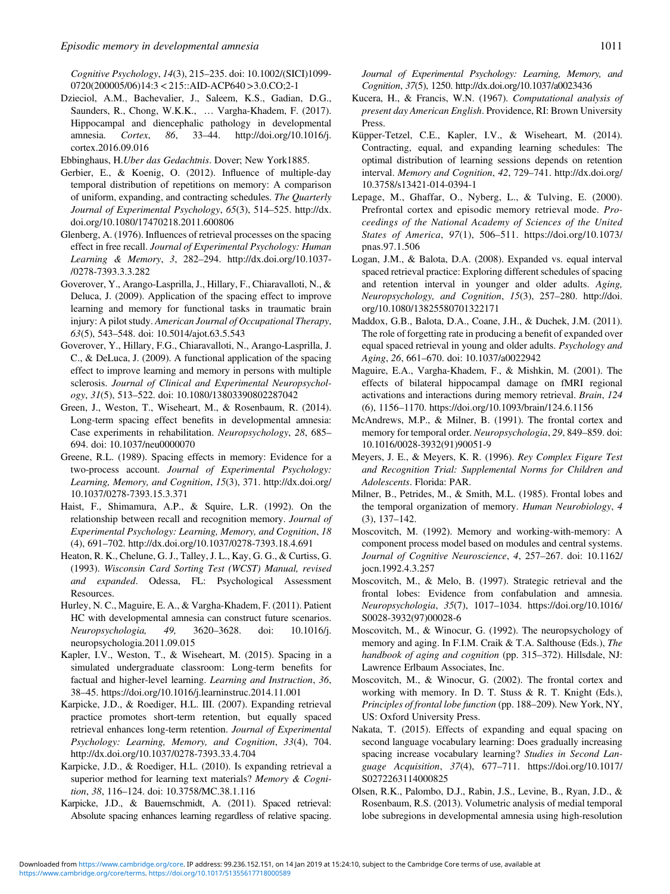*Cognitive Psychology*, *14*(3), 215–235. doi: 10.1002/(SICI)1099-0720(200005/06)14:3 < 215::AID-ACP640 > 3.0.CO;2-1

Dzieciol, A.M., Bachevalier, J., Saleem, K.S., Gadian, D.G., Saunders, R., Chong, W.K.K., … Vargha-Khadem, F. (2017). Hippocampal and diencephalic pathology in developmental amnesia. *Cortex*, *86*, 33–44. http://doi.org/10.1016/j.cortex.2016.09.016

Ebbinghaus, H.*Uber das Gedachtnis*. Dover; New York1885.

Gerbier, E., & Koenig, O. (2012). Influence of multiple-day temporal distribution of repetitions on memory: A comparison of uniform, expanding, and contracting schedules. *The Quarterly Journal of Experimental Psychology*, *65*(3), 514–525. http://dx.doi.org/10.1080/17470218.2011.600806

Glenberg, A. (1976). Influences of retrieval processes on the spacing effect in free recall. *Journal of Experimental Psychology: Human Learning & Memory*, *3*, 282–294. http://dx.doi.org/10.1037-/0278-7393.3.3.282

Goverover, Y., Arango-Lasprilla, J., Hillary, F., Chiaravalloti, N., & Deluca, J. (2009). Application of the spacing effect to improve learning and memory for functional tasks in traumatic brain injury: A pilot study. *American Journal of Occupational Therapy*, *63*(5), 543–548. doi: 10.5014/ajot.63.5.543

Goverover, Y., Hillary, F.G., Chiaravalloti, N., Arango-Lasprilla, J. C., & DeLuca, J. (2009). A functional application of the spacing effect to improve learning and memory in persons with multiple sclerosis. *Journal of Clinical and Experimental Neuropsychology*, *31*(5), 513–522. doi: 10.1080/13803390802287042

Green, J., Weston, T., Wiseheart, M., & Rosenbaum, R. (2014). Long-term spacing effect benefits in developmental amnesia: Case experiments in rehabilitation. *Neuropsychology*, *28*, 685–694. doi: 10.1037/neu0000070

Greene, R.L. (1989). Spacing effects in memory: Evidence for a two-process account. *Journal of Experimental Psychology: Learning, Memory, and Cognition*, *15*(3), 371. http://dx.doi.org/10.1037/0278-7393.15.3.371

Haist, F., Shimamura, A.P., & Squire, L.R. (1992). On the relationship between recall and recognition memory. *Journal of Experimental Psychology: Learning, Memory, and Cognition*, *18* (4), 691–702. http://dx.doi.org/10.1037/0278-7393.18.4.691

Heaton, R. K., Chelune, G. J., Talley, J. L., Kay, G. G., & Curtiss, G. (1993). *Wisconsin Card Sorting Test (WCST) Manual, revised and expanded*. Odessa, FL: Psychological Assessment Resources.

Hurley, N. C., Maguire, E. A., & Vargha-Khadem, F. (2011). Patient HC with developmental amnesia can construct future scenarios. *Neuropsychologia, 49,* 3620–3628. doi: 10.1016/j.neuropsychologia.2011.09.015

Kapler, I.V., Weston, T., & Wiseheart, M. (2015). Spacing in a simulated undergraduate classroom: Long-term benefits for factual and higher-level learning. *Learning and Instruction*, *36*, 38–45. https://doi.org/10.1016/j.learninstruc.2014.11.001

Karpicke, J.D., & Roediger, H.L. III. (2007). Expanding retrieval practice promotes short-term retention, but equally spaced retrieval enhances long-term retention. *Journal of Experimental Psychology: Learning, Memory, and Cognition*, *33*(4), 704. http://dx.doi.org/10.1037/0278-7393.33.4.704

Karpicke, J.D., & Roediger, H.L. (2010). Is expanding retrieval a superior method for learning text materials? *Memory & Cognition*, *38*, 116–124. doi: 10.3758/MC.38.1.116

Karpicke, J.D., & Bauernschmidt, A. (2011). Spaced retrieval: Absolute spacing enhances learning regardless of relative spacing. *Journal of Experimental Psychology: Learning, Memory, and Cognition*, *37*(5), 1250. http://dx.doi.org/10.1037/a0023436

Kucera, H., & Francis, W.N. (1967). *Computational analysis of present day American English*. Providence, RI: Brown University Press.

Küpper-Tetzel, C.E., Kapler, I.V., & Wiseheart, M. (2014). Contracting, equal, and expanding learning schedules: The optimal distribution of learning sessions depends on retention interval. *Memory and Cognition*, *42*, 729–741. http://dx.doi.org/10.3758/s13421-014-0394-1

Lepage, M., Ghaffar, O., Nyberg, L., & Tulving, E. (2000). Prefrontal cortex and episodic memory retrieval mode. *Proceedings of the National Academy of Sciences of the United States of America*, *97*(1), 506–511. https://doi.org/10.1073/pnas.97.1.506

Logan, J.M., & Balota, D.A. (2008). Expanded vs. equal interval spaced retrieval practice: Exploring different schedules of spacing and retention interval in younger and older adults. *Aging, Neuropsychology, and Cognition*, *15*(3), 257–280. http://doi.org/10.1080/13825580701322171

Maddox, G.B., Balota, D.A., Coane, J.H., & Duchek, J.M. (2011). The role of forgetting rate in producing a benefit of expanded over equal spaced retrieval in young and older adults. *Psychology and Aging*, *26*, 661–670. doi: 10.1037/a0022942

Maguire, E.A., Vargha-Khadem, F., & Mishkin, M. (2001). The effects of bilateral hippocampal damage on fMRI regional activations and interactions during memory retrieval. *Brain*, *124* (6), 1156–1170. https://doi.org/10.1093/brain/124.6.1156

McAndrews, M.P., & Milner, B. (1991). The frontal cortex and memory for temporal order. *Neuropsychologia*, *29*, 849–859. doi: 10.1016/0028-3932(91)90051-9

Meyers, J. E., & Meyers, K. R. (1996). *Rey Complex Figure Test and Recognition Trial: Supplemental Norms for Children and Adolescents*. Florida: PAR.

Milner, B., Petrides, M., & Smith, M.L. (1985). Frontal lobes and the temporal organization of memory. *Human Neurobiology*, *4* (3), 137–142.

Moscovitch, M. (1992). Memory and working-with-memory: A component process model based on modules and central systems. *Journal of Cognitive Neuroscience*, *4*, 257–267. doi: 10.1162/jocn.1992.4.3.257

Moscovitch, M., & Melo, B. (1997). Strategic retrieval and the frontal lobes: Evidence from confabulation and amnesia. *Neuropsychologia*, *35*(7), 1017–1034. https://doi.org/10.1016/S0028-3932(97)00028-6

Moscovitch, M., & Winocur, G. (1992). The neuropsychology of memory and aging. In F.I.M. Craik & T.A. Salthouse (Eds.), *The handbook of aging and cognition* (pp. 315–372). Hillsdale, NJ: Lawrence Erlbaum Associates, Inc.

Moscovitch, M., & Winocur, G. (2002). The frontal cortex and working with memory. In D. T. Stuss & R. T. Knight (Eds.), *Principles of frontal lobe function* (pp. 188–209). New York, NY, US: Oxford University Press.

Nakata, T. (2015). Effects of expanding and equal spacing on second language vocabulary learning: Does gradually increasing spacing increase vocabulary learning? *Studies in Second Language Acquisition*, *37*(4), 677–711. https://doi.org/10.1017/S0272263114000825

Olsen, R.K., Palombo, D.J., Rabin, J.S., Levine, B., Ryan, J.D., & Rosenbaum, R.S. (2013). Volumetric analysis of medial temporal lobe subregions in developmental amnesia using high-resolution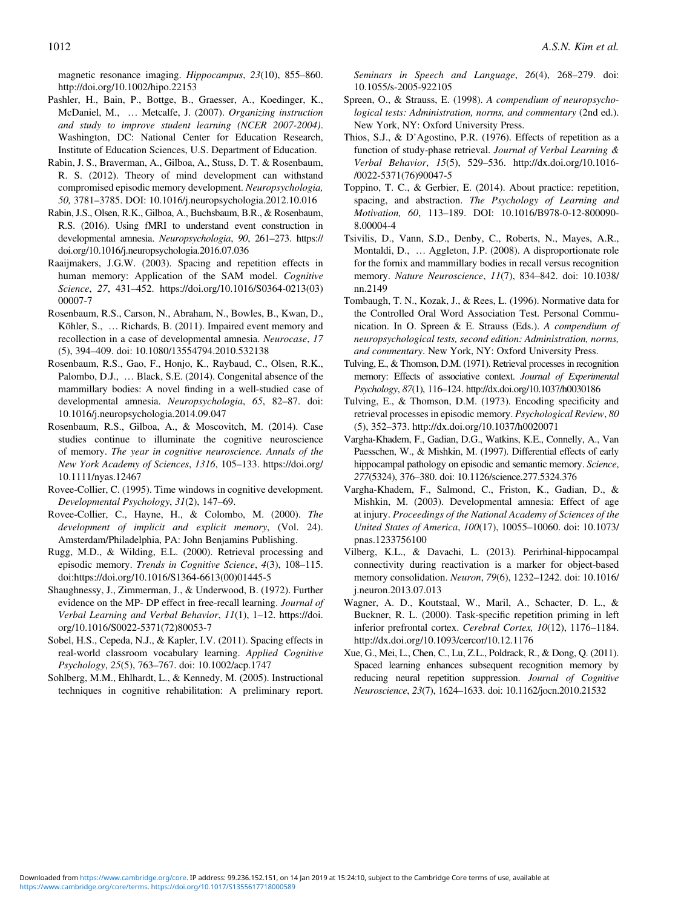magnetic resonance imaging. *Hippocampus*, *23*(10), 855–860. http://doi.org/10.1002/hipo.22153

Pashler, H., Bain, P., Bottge, B., Graesser, A., Koedinger, K., McDaniel, M., … Metcalfe, J. (2007). *Organizing instruction and study to improve student learning (NCER 2007-2004)*. Washington, DC: National Center for Education Research, Institute of Education Sciences, U.S. Department of Education.

Rabin, J. S., Braverman, A., Gilboa, A., Stuss, D. T. & Rosenbaum, R. S. (2012). Theory of mind development can withstand compromised episodic memory development. *Neuropsychologia, 50,* 3781–3785. DOI: 10.1016/j.neuropsychologia.2012.10.016

Rabin, J.S., Olsen, R.K., Gilboa, A., Buchsbaum, B.R., & Rosenbaum, R.S. (2016). Using fMRI to understand event construction in developmental amnesia. *Neuropsychologia*, *90*, 261–273. https://doi.org/10.1016/j.neuropsychologia.2016.07.036

Raaijmakers, J.G.W. (2003). Spacing and repetition effects in human memory: Application of the SAM model. *Cognitive Science*, *27*, 431–452. https://doi.org/10.1016/S0364-0213(03)00007-7

Rosenbaum, R.S., Carson, N., Abraham, N., Bowles, B., Kwan, D., Köhler, S., … Richards, B. (2011). Impaired event memory and recollection in a case of developmental amnesia. *Neurocase*, *17* (5), 394–409. doi: 10.1080/13554794.2010.532138

Rosenbaum, R.S., Gao, F., Honjo, K., Raybaud, C., Olsen, R.K., Palombo, D.J., … Black, S.E. (2014). Congenital absence of the mammillary bodies: A novel finding in a well-studied case of developmental amnesia. *Neuropsychologia*, *65*, 82–87. doi: 10.1016/j.neuropsychologia.2014.09.047

Rosenbaum, R.S., Gilboa, A., & Moscovitch, M. (2014). Case studies continue to illuminate the cognitive neuroscience of memory. *The year in cognitive neuroscience. Annals of the New York Academy of Sciences*, *1316*, 105–133. https://doi.org/10.1111/nyas.12467

Rovee-Collier, C. (1995). Time windows in cognitive development. *Developmental Psychology*, *31*(2), 147–69.

Rovee-Collier, C., Hayne, H., & Colombo, M. (2000). *The development of implicit and explicit memory*, (Vol. 24). Amsterdam/Philadelphia, PA: John Benjamins Publishing.

Rugg, M.D., & Wilding, E.L. (2000). Retrieval processing and episodic memory. *Trends in Cognitive Science*, *4*(3), 108–115. doi:https://doi.org/10.1016/S1364-6613(00)01445-5

Shaughnessy, J., Zimmerman, J., & Underwood, B. (1972). Further evidence on the MP- DP effect in free-recall learning. *Journal of Verbal Learning and Verbal Behavior*, *11*(1), 1–12. https://doi.org/10.1016/S0022-5371(72)80053-7

Sobel, H.S., Cepeda, N.J., & Kapler, I.V. (2011). Spacing effects in real-world classroom vocabulary learning. *Applied Cognitive Psychology*, *25*(5), 763–767. doi: 10.1002/acp.1747

Sohlberg, M.M., Ehlhardt, L., & Kennedy, M. (2005). Instructional techniques in cognitive rehabilitation: A preliminary report. *Seminars in Speech and Language*, *26*(4), 268–279. doi: 10.1055/s-2005-922105

Spreen, O., & Strauss, E. (1998). *A compendium of neuropsychological tests: Administration, norms, and commentary* (2nd ed.). New York, NY: Oxford University Press.

Thios, S.J., & D'Agostino, P.R. (1976). Effects of repetition as a function of study-phase retrieval. *Journal of Verbal Learning & Verbal Behavior*, *15*(5), 529–536. http://dx.doi.org/10.1016-/0022-5371(76)90047-5

Toppino, T. C., & Gerbier, E. (2014). About practice: repetition, spacing, and abstraction. *The Psychology of Learning and Motivation, 60*, 113–189. DOI: 10.1016/B978-0-12-800090-8.00004-4

Tsivilis, D., Vann, S.D., Denby, C., Roberts, N., Mayes, A.R., Montaldi, D., … Aggleton, J.P. (2008). A disproportionate role for the fornix and mammillary bodies in recall versus recognition memory. *Nature Neuroscience*, *11*(7), 834–842. doi: 10.1038/nn.2149

Tombaugh, T. N., Kozak, J., & Rees, L. (1996). Normative data for the Controlled Oral Word Association Test. Personal Communication. In O. Spreen & E. Strauss (Eds.). *A compendium of neuropsychological tests, second edition: Administration, norms, and commentary*. New York, NY: Oxford University Press.

Tulving, E., & Thomson, D.M. (1971). Retrieval processes in recognition memory: Effects of associative context. *Journal of Experimental Psychology*, *87*(1), 116–124. http://dx.doi.org/10.1037/h0030186

Tulving, E., & Thomson, D.M. (1973). Encoding specificity and retrieval processes in episodic memory. *Psychological Review*, *80* (5), 352–373. http://dx.doi.org/10.1037/h0020071

Vargha-Khadem, F., Gadian, D.G., Watkins, K.E., Connelly, A., Van Paesschen, W., & Mishkin, M. (1997). Differential effects of early hippocampal pathology on episodic and semantic memory. *Science*, *277*(5324), 376–380. doi: 10.1126/science.277.5324.376

Vargha-Khadem, F., Salmond, C., Friston, K., Gadian, D., & Mishkin, M. (2003). Developmental amnesia: Effect of age at injury. *Proceedings of the National Academy of Sciences of the United States of America*, *100*(17), 10055–10060. doi: 10.1073/pnas.1233756100

Vilberg, K.L., & Davachi, L. (2013). Perirhinal-hippocampal connectivity during reactivation is a marker for object-based memory consolidation. *Neuron*, *79*(6), 1232–1242. doi: 10.1016/j.neuron.2013.07.013

Wagner, A. D., Koutstaal, W., Maril, A., Schacter, D. L., & Buckner, R. L. (2000). Task-specific repetition priming in left inferior prefrontal cortex. *Cerebral Cortex, 10*(12), 1176–1184. http://dx.doi.org/10.1093/cercor/10.12.1176

Xue, G., Mei, L., Chen, C., Lu, Z.L., Poldrack, R., & Dong, Q. (2011). Spaced learning enhances subsequent recognition memory by reducing neural repetition suppression. *Journal of Cognitive Neuroscience*, *23*(7), 1624–1633. doi: 10.1162/jocn.2010.21532